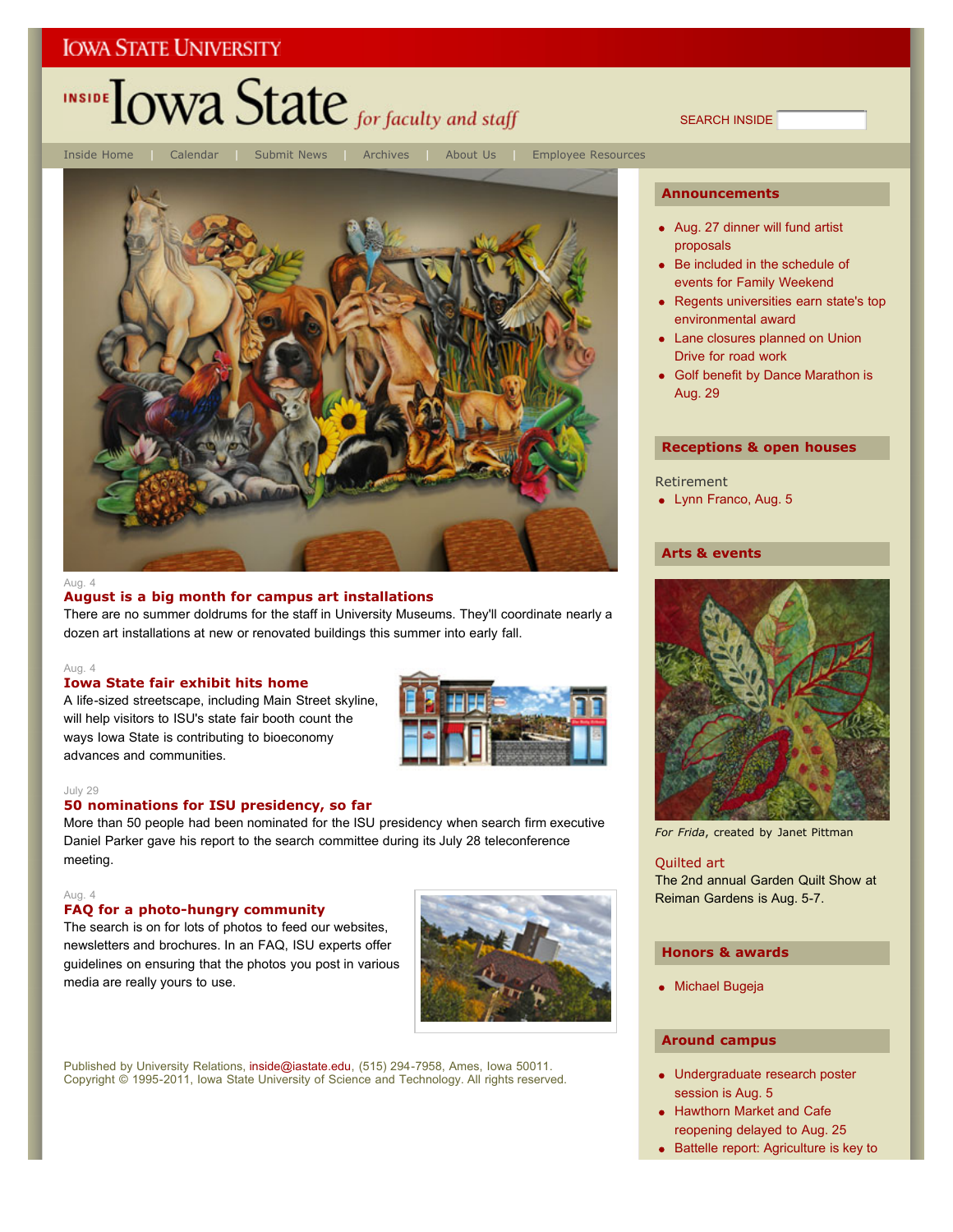IOWA STATE UNIVERSITY

# INSIDE Iowa State *for faculty and staff*

SEARCH INSIDE

Inside Home | Calendar | Submit News | Archives | About Us | Employee Resources

Aug. 4

### August is a big month for campus art installations

There are no summer doldrums for the staff in University Museums. They'll coordinate nearly a dozen art installations at new or renovated buildings this summer into early fall.

Aug. 4

### Iowa State fair exhibit hits home

A life-sized streetscape, including Main Street skyline, will help visitors to ISU's state fair booth count the ways Iowa State is contributing to bioeconomy advances and communities.

July 29

### 50 nominations for ISU presidency, so far

More than 50 people had been nominated for the ISU presidency when search firm executive Daniel Parker gave his report to the search committee during its July 28 teleconference meeting.

Aug. 4

### FAQ for a photo-hungry community

The search is on for lots of photos to feed our websites, newsletters and brochures. In an FAQ, ISU experts offer guidelines on ensuring that the photos you post in various media are really yours to use.

Published by University Relations, inside@iastate.edu, (515) 294-7958, Ames, Iowa 50011.
Copyright © 1995-2011, Iowa State University of Science and Technology. All rights reserved.

## Announcements

- Aug. 27 dinner will fund artist proposals
- Be included in the schedule of events for Family Weekend
- Regents universities earn state's top environmental award
- Lane closures planned on Union Drive for road work
- Golf benefit by Dance Marathon is Aug. 29

## Receptions & open houses

Retirement

- Lynn Franco, Aug. 5

## Arts & events

*For Frida*, created by Janet Pittman

Quilted art

The 2nd annual Garden Quilt Show at Reiman Gardens is Aug. 5-7.

## Honors & awards

- Michael Bugeja

## Around campus

- Undergraduate research poster session is Aug. 5
- Hawthorn Market and Cafe reopening delayed to Aug. 25
- Battelle report: Agriculture is key to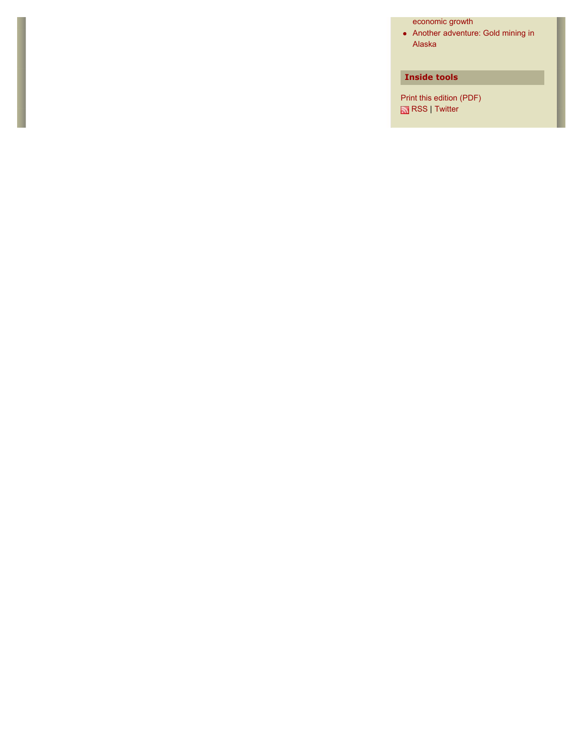- economic growth
- Another adventure: Gold mining in Alaska

## Inside tools

Print this edition (PDF)
RSS | Twitter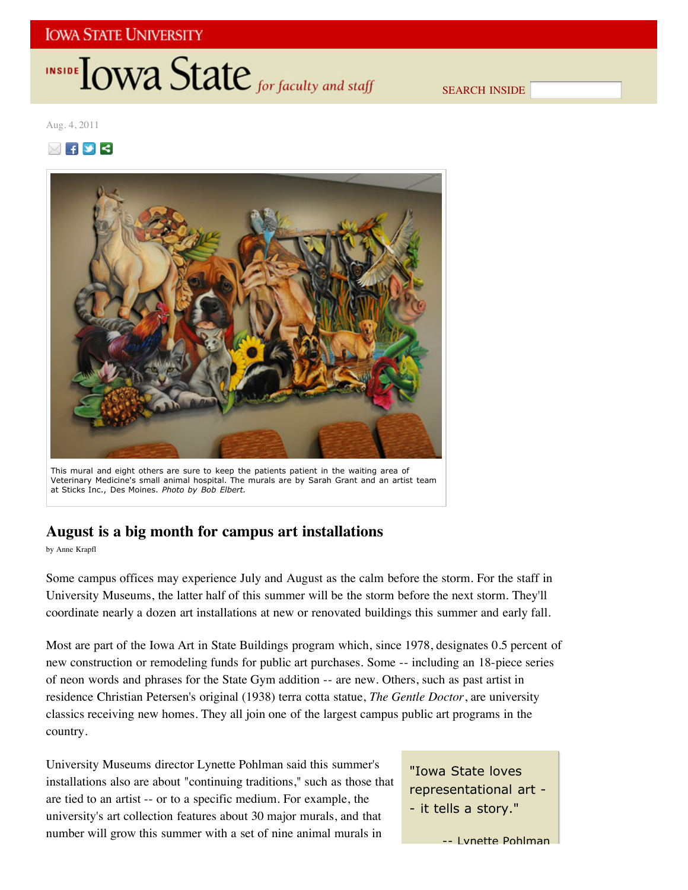Aug. 4, 2011

This mural and eight others are sure to keep the patients patient in the waiting area of Veterinary Medicine's small animal hospital. The murals are by Sarah Grant and an artist team at Sticks Inc., Des Moines. *Photo by Bob Elbert.*

## August is a big month for campus art installations

by Anne Krapfl

Some campus offices may experience July and August as the calm before the storm. For the staff in University Museums, the latter half of this summer will be the storm before the next storm. They'll coordinate nearly a dozen art installations at new or renovated buildings this summer and early fall.

Most are part of the Iowa Art in State Buildings program which, since 1978, designates 0.5 percent of new construction or remodeling funds for public art purchases. Some -- including an 18-piece series of neon words and phrases for the State Gym addition -- are new. Others, such as past artist in residence Christian Petersen's original (1938) terra cotta statue, *The Gentle Doctor*, are university classics receiving new homes. They all join one of the largest campus public art programs in the country.

> "Iowa State loves representational art -- it tells a story."
>
> -- Lynette Pohlman

University Museums director Lynette Pohlman said this summer's installations also are about "continuing traditions," such as those that are tied to an artist -- or to a specific medium. For example, the university's art collection features about 30 major murals, and that number will grow this summer with a set of nine animal murals in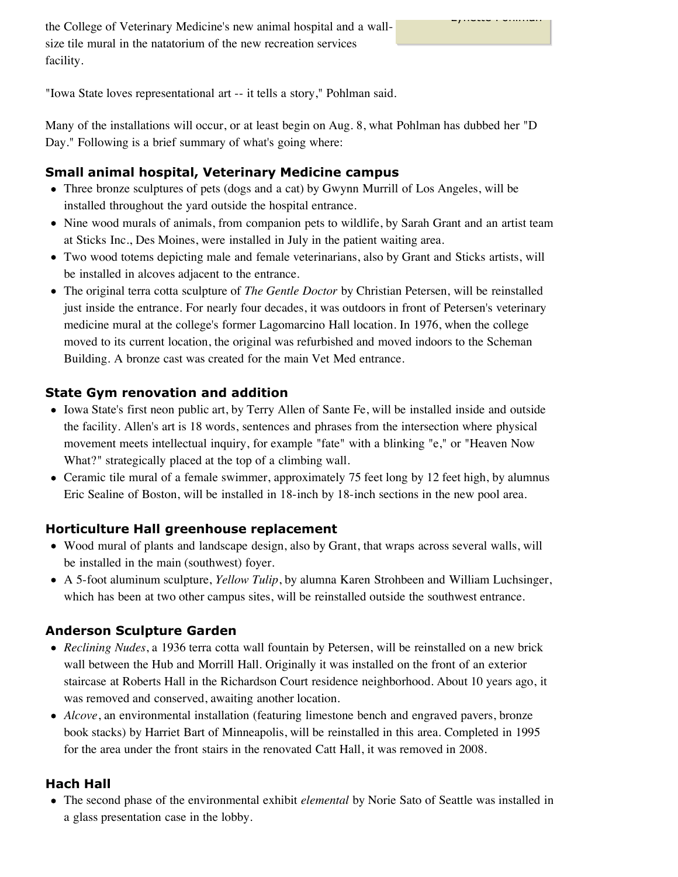the College of Veterinary Medicine's new animal hospital and a wall-size tile mural in the natatorium of the new recreation services facility.

"Iowa State loves representational art -- it tells a story," Pohlman said.

Many of the installations will occur, or at least begin on Aug. 8, what Pohlman has dubbed her "D Day." Following is a brief summary of what's going where:

### Small animal hospital, Veterinary Medicine campus

- Three bronze sculptures of pets (dogs and a cat) by Gwynn Murrill of Los Angeles, will be installed throughout the yard outside the hospital entrance.
- Nine wood murals of animals, from companion pets to wildlife, by Sarah Grant and an artist team at Sticks Inc., Des Moines, were installed in July in the patient waiting area.
- Two wood totems depicting male and female veterinarians, also by Grant and Sticks artists, will be installed in alcoves adjacent to the entrance.
- The original terra cotta sculpture of *The Gentle Doctor* by Christian Petersen, will be reinstalled just inside the entrance. For nearly four decades, it was outdoors in front of Petersen's veterinary medicine mural at the college's former Lagomarcino Hall location. In 1976, when the college moved to its current location, the original was refurbished and moved indoors to the Scheman Building. A bronze cast was created for the main Vet Med entrance.

### State Gym renovation and addition

- Iowa State's first neon public art, by Terry Allen of Sante Fe, will be installed inside and outside the facility. Allen's art is 18 words, sentences and phrases from the intersection where physical movement meets intellectual inquiry, for example "fate" with a blinking "e," or "Heaven Now What?" strategically placed at the top of a climbing wall.
- Ceramic tile mural of a female swimmer, approximately 75 feet long by 12 feet high, by alumnus Eric Sealine of Boston, will be installed in 18-inch by 18-inch sections in the new pool area.

### Horticulture Hall greenhouse replacement

- Wood mural of plants and landscape design, also by Grant, that wraps across several walls, will be installed in the main (southwest) foyer.
- A 5-foot aluminum sculpture, *Yellow Tulip*, by alumna Karen Strohbeen and William Luchsinger, which has been at two other campus sites, will be reinstalled outside the southwest entrance.

### Anderson Sculpture Garden

- *Reclining Nudes*, a 1936 terra cotta wall fountain by Petersen, will be reinstalled on a new brick wall between the Hub and Morrill Hall. Originally it was installed on the front of an exterior staircase at Roberts Hall in the Richardson Court residence neighborhood. About 10 years ago, it was removed and conserved, awaiting another location.
- *Alcove*, an environmental installation (featuring limestone bench and engraved pavers, bronze book stacks) by Harriet Bart of Minneapolis, will be reinstalled in this area. Completed in 1995 for the area under the front stairs in the renovated Catt Hall, it was removed in 2008.

### Hach Hall

- The second phase of the environmental exhibit *elemental* by Norie Sato of Seattle was installed in a glass presentation case in the lobby.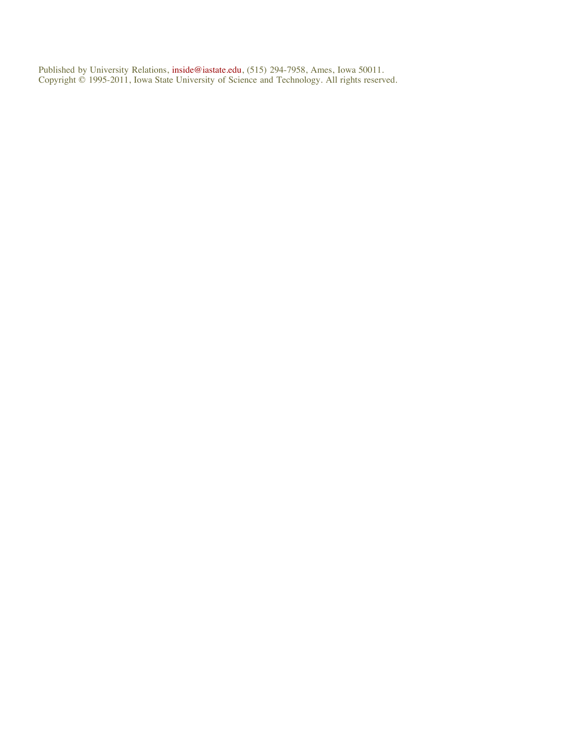Published by University Relations, inside@iastate.edu, (515) 294-7958, Ames, Iowa 50011.
Copyright © 1995-2011, Iowa State University of Science and Technology. All rights reserved.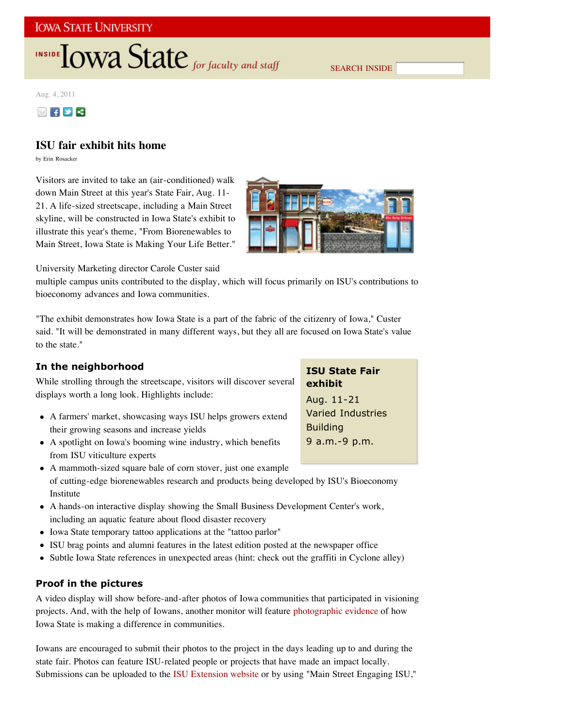IOWA STATE UNIVERSITY

INSIDE Iowa State *for faculty and staff*

SEARCH INSIDE

Aug. 4, 2011

# ISU fair exhibit hits home

by Erin Rosacker

Visitors are invited to take an (air-conditioned) walk down Main Street at this year's State Fair, Aug. 11-21. A life-sized streetscape, including a Main Street skyline, will be constructed in Iowa State's exhibit to illustrate this year's theme, "From Biorenewables to Main Street, Iowa State is Making Your Life Better."

University Marketing director Carole Custer said multiple campus units contributed to the display, which will focus primarily on ISU's contributions to bioeconomy advances and Iowa communities.

"The exhibit demonstrates how Iowa State is a part of the fabric of the citizenry of Iowa," Custer said. "It will be demonstrated in many different ways, but they all are focused on Iowa State's value to the state."

**ISU State Fair exhibit**
Aug. 11-21
Varied Industries Building
9 a.m.-9 p.m.

## In the neighborhood

While strolling through the streetscape, visitors will discover several displays worth a long look. Highlights include:

- A farmers' market, showcasing ways ISU helps growers extend their growing seasons and increase yields
- A spotlight on Iowa's booming wine industry, which benefits from ISU viticulture experts
- A mammoth-sized square bale of corn stover, just one example of cutting-edge biorenewables research and products being developed by ISU's Bioeconomy Institute
- A hands-on interactive display showing the Small Business Development Center's work, including an aquatic feature about flood disaster recovery
- Iowa State temporary tattoo applications at the "tattoo parlor"
- ISU brag points and alumni features in the latest edition posted at the newspaper office
- Subtle Iowa State references in unexpected areas (hint: check out the graffiti in Cyclone alley)

## Proof in the pictures

A video display will show before-and-after photos of Iowa communities that participated in visioning projects. And, with the help of Iowans, another monitor will feature photographic evidence of how Iowa State is making a difference in communities.

Iowans are encouraged to submit their photos to the project in the days leading up to and during the state fair. Photos can feature ISU-related people or projects that have made an impact locally. Submissions can be uploaded to the ISU Extension website or by using "Main Street Engaging ISU,"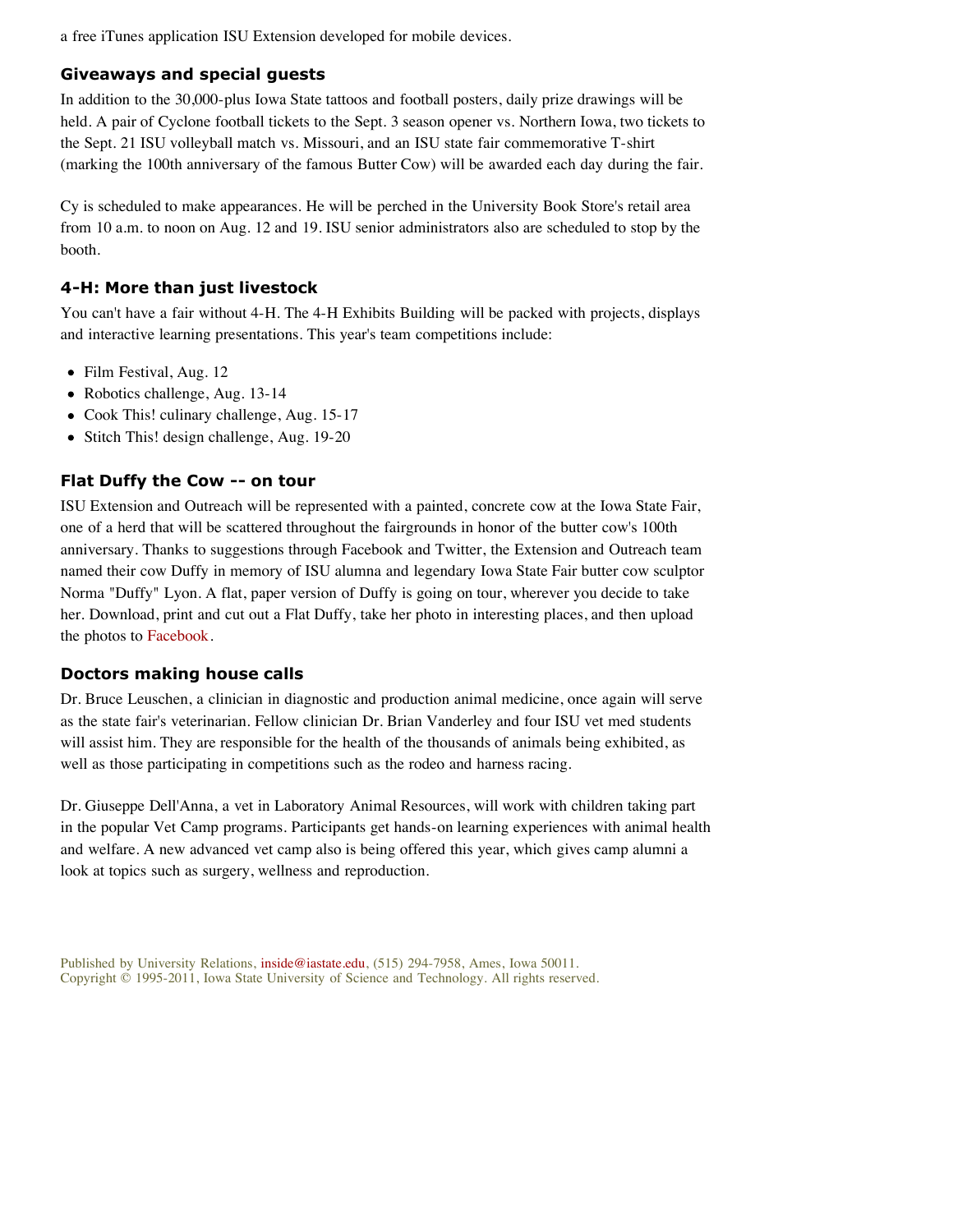a free iTunes application ISU Extension developed for mobile devices.

### Giveaways and special guests

In addition to the 30,000-plus Iowa State tattoos and football posters, daily prize drawings will be held. A pair of Cyclone football tickets to the Sept. 3 season opener vs. Northern Iowa, two tickets to the Sept. 21 ISU volleyball match vs. Missouri, and an ISU state fair commemorative T-shirt (marking the 100th anniversary of the famous Butter Cow) will be awarded each day during the fair.

Cy is scheduled to make appearances. He will be perched in the University Book Store's retail area from 10 a.m. to noon on Aug. 12 and 19. ISU senior administrators also are scheduled to stop by the booth.

### 4-H: More than just livestock

You can't have a fair without 4-H. The 4-H Exhibits Building will be packed with projects, displays and interactive learning presentations. This year's team competitions include:

- Film Festival, Aug. 12
- Robotics challenge, Aug. 13-14
- Cook This! culinary challenge, Aug. 15-17
- Stitch This! design challenge, Aug. 19-20

### Flat Duffy the Cow -- on tour

ISU Extension and Outreach will be represented with a painted, concrete cow at the Iowa State Fair, one of a herd that will be scattered throughout the fairgrounds in honor of the butter cow's 100th anniversary. Thanks to suggestions through Facebook and Twitter, the Extension and Outreach team named their cow Duffy in memory of ISU alumna and legendary Iowa State Fair butter cow sculptor Norma "Duffy" Lyon. A flat, paper version of Duffy is going on tour, wherever you decide to take her. Download, print and cut out a Flat Duffy, take her photo in interesting places, and then upload the photos to Facebook.

### Doctors making house calls

Dr. Bruce Leuschen, a clinician in diagnostic and production animal medicine, once again will serve as the state fair's veterinarian. Fellow clinician Dr. Brian Vanderley and four ISU vet med students will assist him. They are responsible for the health of the thousands of animals being exhibited, as well as those participating in competitions such as the rodeo and harness racing.

Dr. Giuseppe Dell'Anna, a vet in Laboratory Animal Resources, will work with children taking part in the popular Vet Camp programs. Participants get hands-on learning experiences with animal health and welfare. A new advanced vet camp also is being offered this year, which gives camp alumni a look at topics such as surgery, wellness and reproduction.

Published by University Relations, inside@iastate.edu, (515) 294-7958, Ames, Iowa 50011.
Copyright © 1995-2011, Iowa State University of Science and Technology. All rights reserved.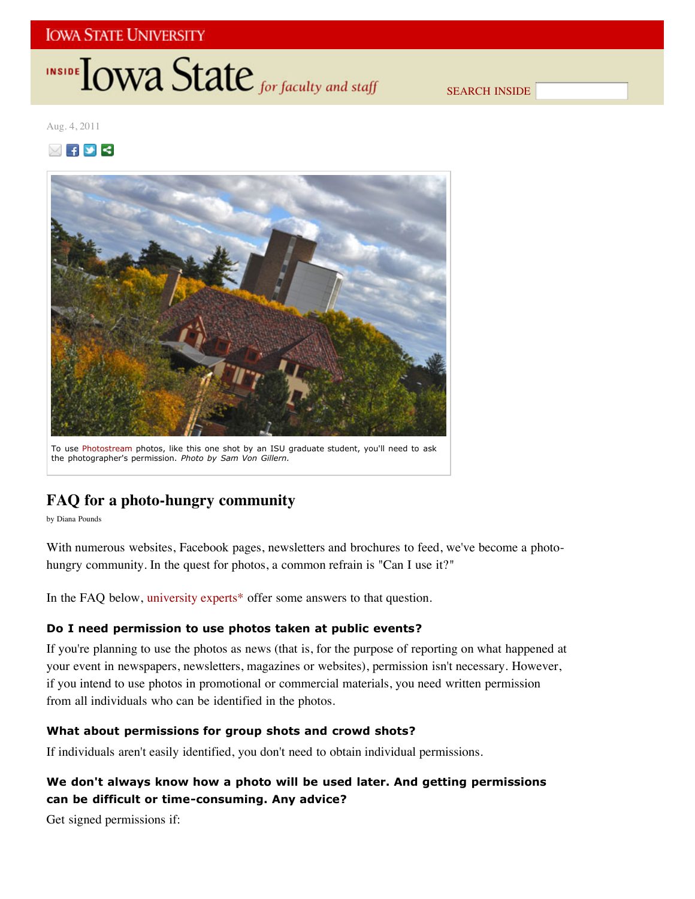Aug. 4, 2011

To use Photostream photos, like this one shot by an ISU graduate student, you'll need to ask the photographer's permission. *Photo by Sam Von Gillern.*

# FAQ for a photo-hungry community

by Diana Pounds

With numerous websites, Facebook pages, newsletters and brochures to feed, we've become a photo-hungry community. In the quest for photos, a common refrain is "Can I use it?"

In the FAQ below, university experts* offer some answers to that question.

### Do I need permission to use photos taken at public events?

If you're planning to use the photos as news (that is, for the purpose of reporting on what happened at your event in newspapers, newsletters, magazines or websites), permission isn't necessary. However, if you intend to use photos in promotional or commercial materials, you need written permission from all individuals who can be identified in the photos.

### What about permissions for group shots and crowd shots?

If individuals aren't easily identified, you don't need to obtain individual permissions.

### We don't always know how a photo will be used later. And getting permissions can be difficult or time-consuming. Any advice?

Get signed permissions if: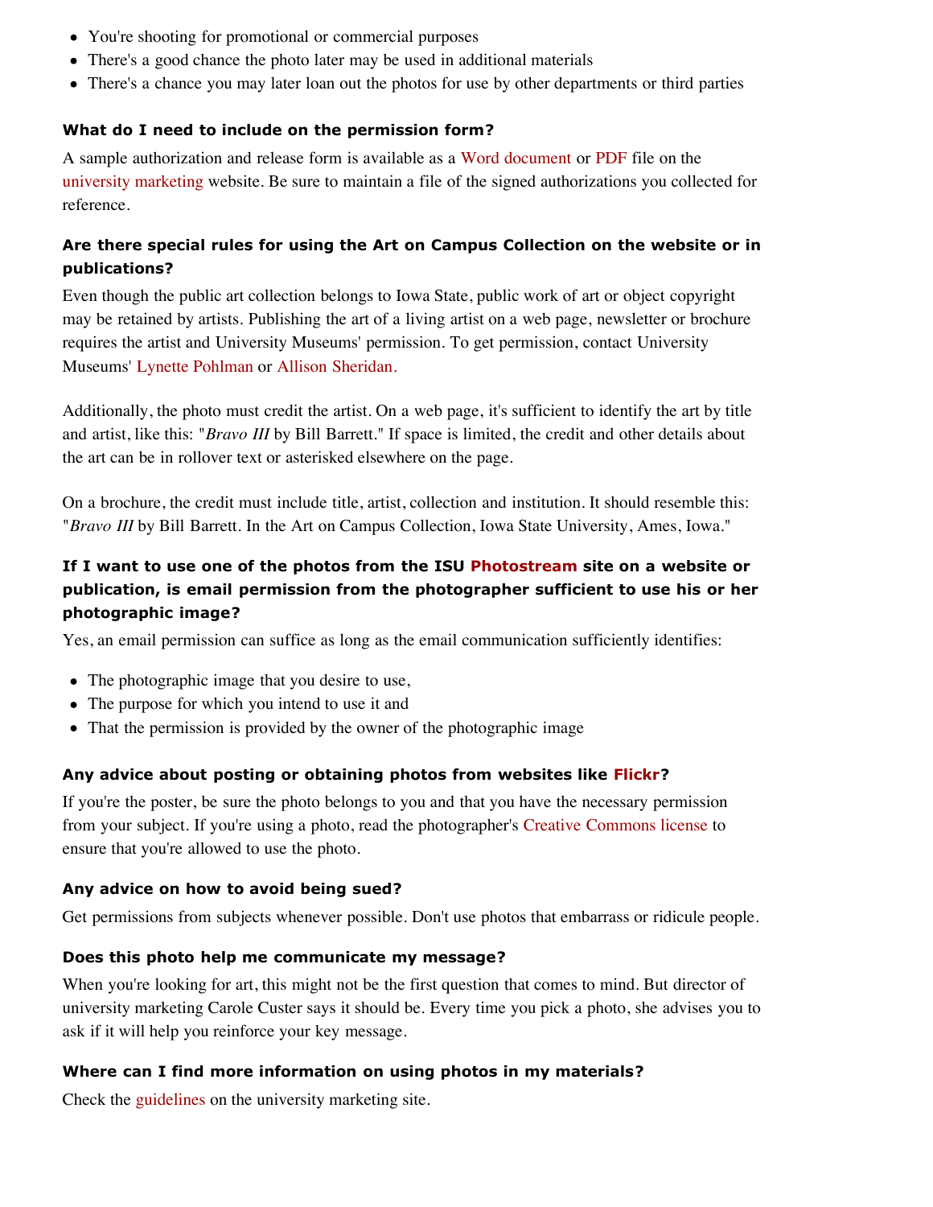- You're shooting for promotional or commercial purposes
- There's a good chance the photo later may be used in additional materials
- There's a chance you may later loan out the photos for use by other departments or third parties

### What do I need to include on the permission form?

A sample authorization and release form is available as a Word document or PDF file on the university marketing website. Be sure to maintain a file of the signed authorizations you collected for reference.

### Are there special rules for using the Art on Campus Collection on the website or in publications?

Even though the public art collection belongs to Iowa State, public work of art or object copyright may be retained by artists. Publishing the art of a living artist on a web page, newsletter or brochure requires the artist and University Museums' permission. To get permission, contact University Museums' Lynette Pohlman or Allison Sheridan.

Additionally, the photo must credit the artist. On a web page, it's sufficient to identify the art by title and artist, like this: "*Bravo III* by Bill Barrett." If space is limited, the credit and other details about the art can be in rollover text or asterisked elsewhere on the page.

On a brochure, the credit must include title, artist, collection and institution. It should resemble this: "*Bravo III* by Bill Barrett. In the Art on Campus Collection, Iowa State University, Ames, Iowa."

### If I want to use one of the photos from the ISU Photostream site on a website or publication, is email permission from the photographer sufficient to use his or her photographic image?

Yes, an email permission can suffice as long as the email communication sufficiently identifies:

- The photographic image that you desire to use,
- The purpose for which you intend to use it and
- That the permission is provided by the owner of the photographic image

### Any advice about posting or obtaining photos from websites like Flickr?

If you're the poster, be sure the photo belongs to you and that you have the necessary permission from your subject. If you're using a photo, read the photographer's Creative Commons license to ensure that you're allowed to use the photo.

### Any advice on how to avoid being sued?

Get permissions from subjects whenever possible. Don't use photos that embarrass or ridicule people.

### Does this photo help me communicate my message?

When you're looking for art, this might not be the first question that comes to mind. But director of university marketing Carole Custer says it should be. Every time you pick a photo, she advises you to ask if it will help you reinforce your key message.

### Where can I find more information on using photos in my materials?

Check the guidelines on the university marketing site.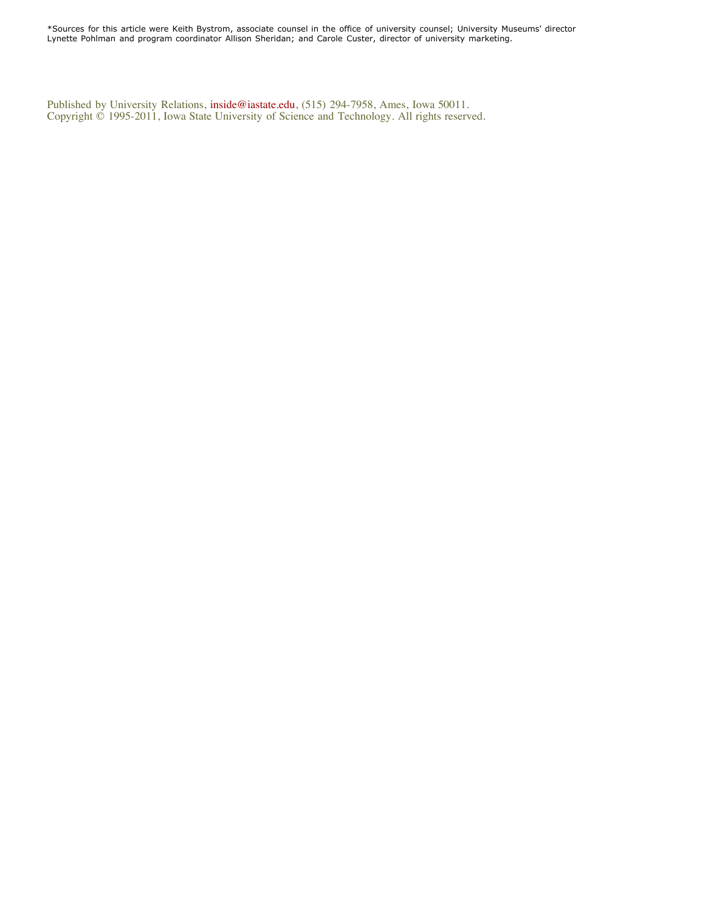*Sources for this article were Keith Bystrom, associate counsel in the office of university counsel; University Museums' director Lynette Pohlman and program coordinator Allison Sheridan; and Carole Custer, director of university marketing.

Published by University Relations, inside@iastate.edu, (515) 294-7958, Ames, Iowa 50011.
Copyright © 1995-2011, Iowa State University of Science and Technology. All rights reserved.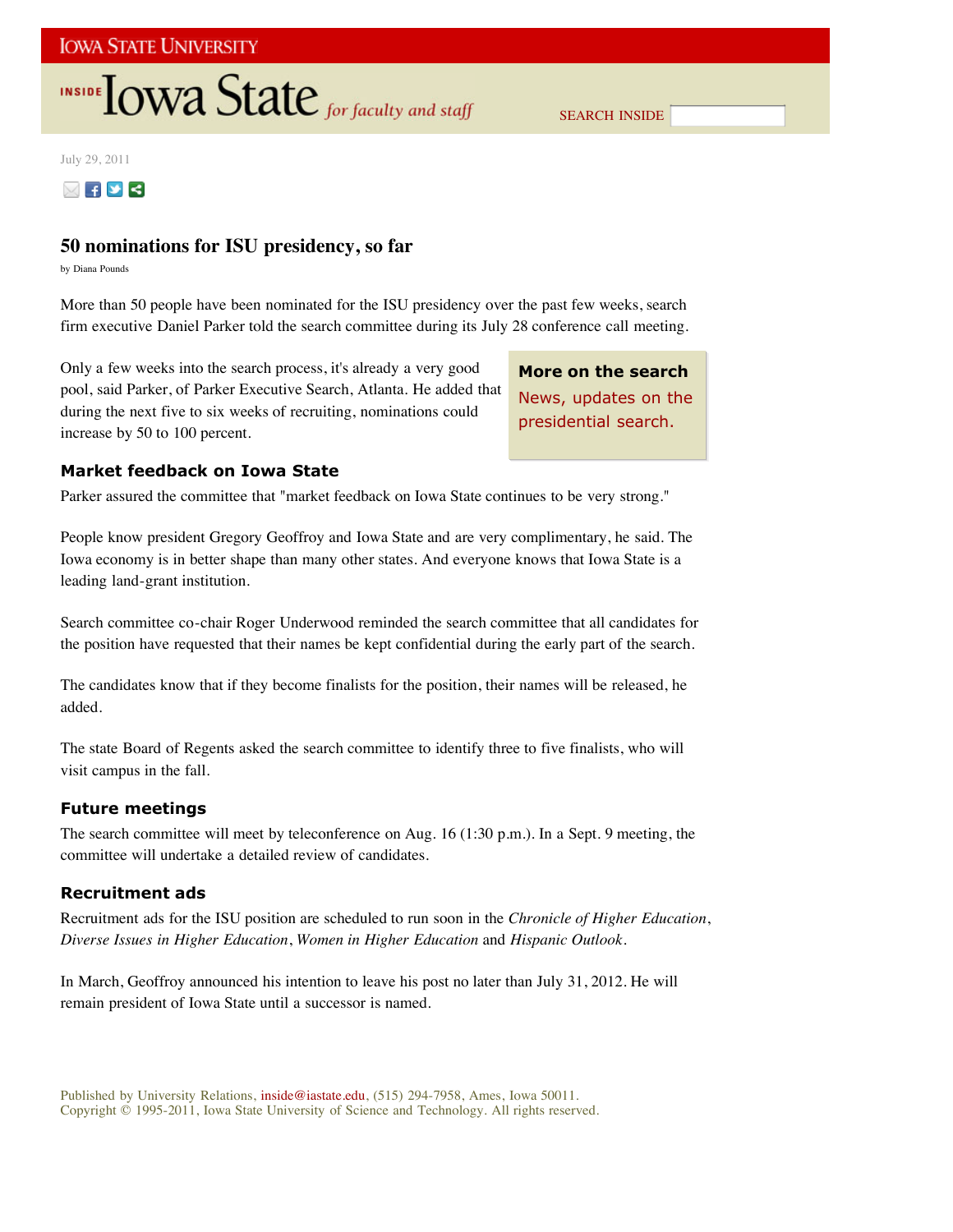July 29, 2011

# 50 nominations for ISU presidency, so far

by Diana Pounds

More than 50 people have been nominated for the ISU presidency over the past few weeks, search firm executive Daniel Parker told the search committee during its July 28 conference call meeting.

Only a few weeks into the search process, it's already a very good pool, said Parker, of Parker Executive Search, Atlanta. He added that during the next five to six weeks of recruiting, nominations could increase by 50 to 100 percent.

**More on the search**

News, updates on the presidential search.

## Market feedback on Iowa State

Parker assured the committee that "market feedback on Iowa State continues to be very strong."

People know president Gregory Geoffroy and Iowa State and are very complimentary, he said. The Iowa economy is in better shape than many other states. And everyone knows that Iowa State is a leading land-grant institution.

Search committee co-chair Roger Underwood reminded the search committee that all candidates for the position have requested that their names be kept confidential during the early part of the search.

The candidates know that if they become finalists for the position, their names will be released, he added.

The state Board of Regents asked the search committee to identify three to five finalists, who will visit campus in the fall.

## Future meetings

The search committee will meet by teleconference on Aug. 16 (1:30 p.m.). In a Sept. 9 meeting, the committee will undertake a detailed review of candidates.

## Recruitment ads

Recruitment ads for the ISU position are scheduled to run soon in the *Chronicle of Higher Education*, *Diverse Issues in Higher Education*, *Women in Higher Education* and *Hispanic Outlook*.

In March, Geoffroy announced his intention to leave his post no later than July 31, 2012. He will remain president of Iowa State until a successor is named.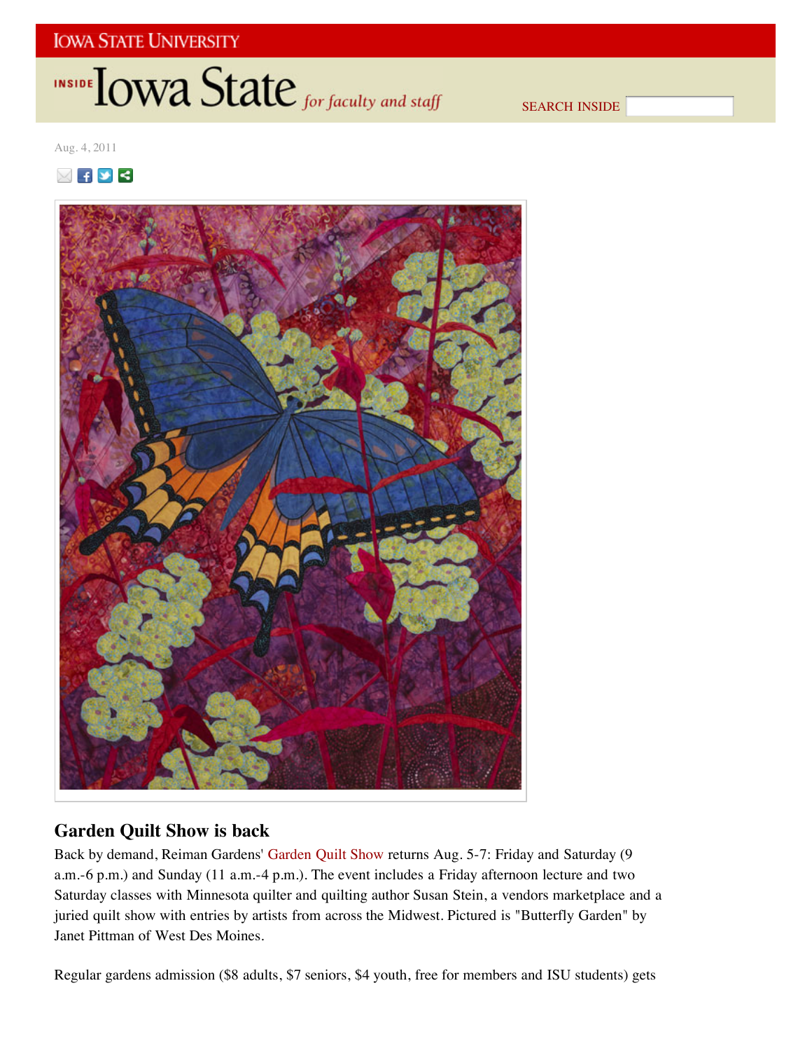Aug. 4, 2011

## Garden Quilt Show is back

Back by demand, Reiman Gardens' Garden Quilt Show returns Aug. 5-7: Friday and Saturday (9 a.m.-6 p.m.) and Sunday (11 a.m.-4 p.m.). The event includes a Friday afternoon lecture and two Saturday classes with Minnesota quilter and quilting author Susan Stein, a vendors marketplace and a juried quilt show with entries by artists from across the Midwest. Pictured is "Butterfly Garden" by Janet Pittman of West Des Moines.

Regular gardens admission ($8 adults, $7 seniors, $4 youth, free for members and ISU students) gets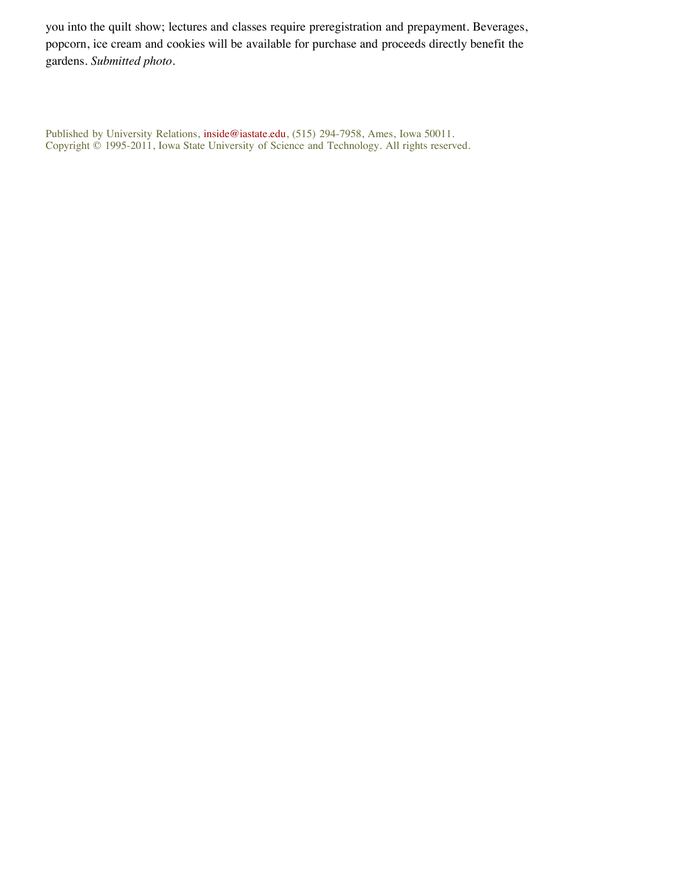you into the quilt show; lectures and classes require preregistration and prepayment. Beverages, popcorn, ice cream and cookies will be available for purchase and proceeds directly benefit the gardens. *Submitted photo*.

Published by University Relations, inside@iastate.edu, (515) 294-7958, Ames, Iowa 50011.
Copyright © 1995-2011, Iowa State University of Science and Technology. All rights reserved.